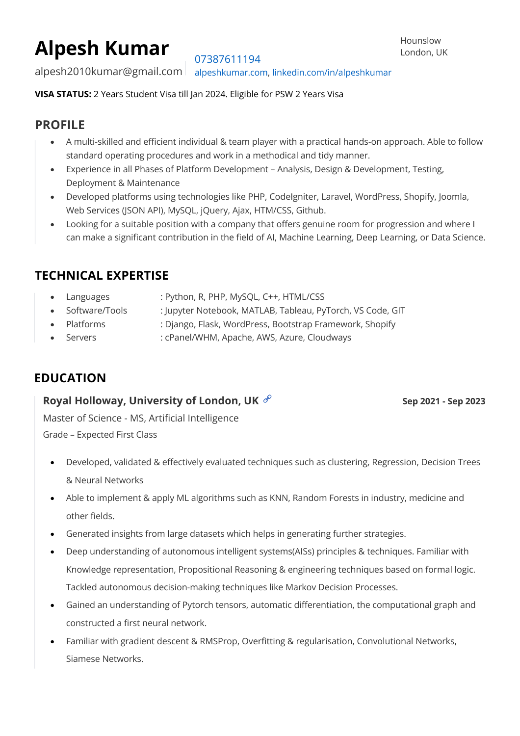# Alpesh Kumar

alpesh2010kumar@gmail.com | 07387611194 | alpeshkumar.com, linkedin.com/in/alpeshkumar

Hounslow
London, UK

**VISA STATUS:** 2 Years Student Visa till Jan 2024. Eligible for PSW 2 Years Visa

## PROFILE

- A multi-skilled and efficient individual & team player with a practical hands-on approach. Able to follow standard operating procedures and work in a methodical and tidy manner.
- Experience in all Phases of Platform Development – Analysis, Design & Development, Testing, Deployment & Maintenance
- Developed platforms using technologies like PHP, CodeIgniter, Laravel, WordPress, Shopify, Joomla, Web Services (JSON API), MySQL, jQuery, Ajax, HTM/CSS, Github.
- Looking for a suitable position with a company that offers genuine room for progression and where I can make a significant contribution in the field of AI, Machine Learning, Deep Learning, or Data Science.

## TECHNICAL EXPERTISE

- Languages : Python, R, PHP, MySQL, C++, HTML/CSS
- Software/Tools : Jupyter Notebook, MATLAB, Tableau, PyTorch, VS Code, GIT
- Platforms : Django, Flask, WordPress, Bootstrap Framework, Shopify
- Servers : cPanel/WHM, Apache, AWS, Azure, Cloudways

## EDUCATION

### Royal Holloway, University of London, UK

**Sep 2021 - Sep 2023**

Master of Science - MS, Artificial Intelligence

Grade – Expected First Class

- Developed, validated & effectively evaluated techniques such as clustering, Regression, Decision Trees & Neural Networks
- Able to implement & apply ML algorithms such as KNN, Random Forests in industry, medicine and other fields.
- Generated insights from large datasets which helps in generating further strategies.
- Deep understanding of autonomous intelligent systems(AISs) principles & techniques. Familiar with Knowledge representation, Propositional Reasoning & engineering techniques based on formal logic. Tackled autonomous decision-making techniques like Markov Decision Processes.
- Gained an understanding of Pytorch tensors, automatic differentiation, the computational graph and constructed a first neural network.
- Familiar with gradient descent & RMSProp, Overfitting & regularisation, Convolutional Networks, Siamese Networks.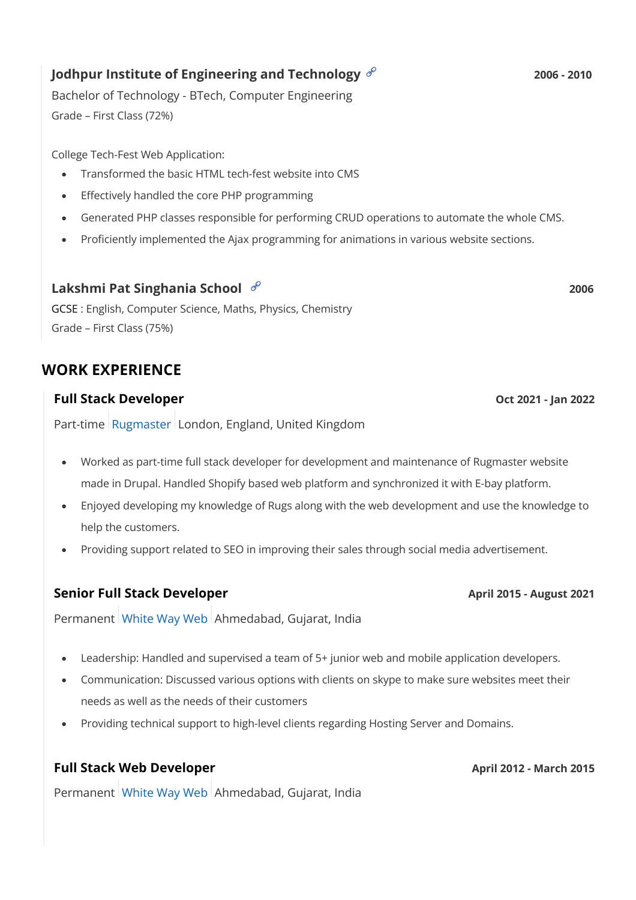### Jodhpur Institute of Engineering and Technology

**2006 - 2010**

Bachelor of Technology - BTech, Computer Engineering

Grade – First Class (72%)

College Tech-Fest Web Application:

- Transformed the basic HTML tech-fest website into CMS
- Effectively handled the core PHP programming
- Generated PHP classes responsible for performing CRUD operations to automate the whole CMS.
- Proficiently implemented the Ajax programming for animations in various website sections.

### Lakshmi Pat Singhania School

**2006**

GCSE : English, Computer Science, Maths, Physics, Chemistry

Grade – First Class (75%)

## WORK EXPERIENCE

### Full Stack Developer

**Oct 2021 - Jan 2022**

Part-time | Rugmaster | London, England, United Kingdom

- Worked as part-time full stack developer for development and maintenance of Rugmaster website made in Drupal. Handled Shopify based web platform and synchronized it with E-bay platform.
- Enjoyed developing my knowledge of Rugs along with the web development and use the knowledge to help the customers.
- Providing support related to SEO in improving their sales through social media advertisement.

### Senior Full Stack Developer

**April 2015 - August 2021**

Permanent | White Way Web | Ahmedabad, Gujarat, India

- Leadership: Handled and supervised a team of 5+ junior web and mobile application developers.
- Communication: Discussed various options with clients on skype to make sure websites meet their needs as well as the needs of their customers
- Providing technical support to high-level clients regarding Hosting Server and Domains.

### Full Stack Web Developer

**April 2012 - March 2015**

Permanent | White Way Web | Ahmedabad, Gujarat, India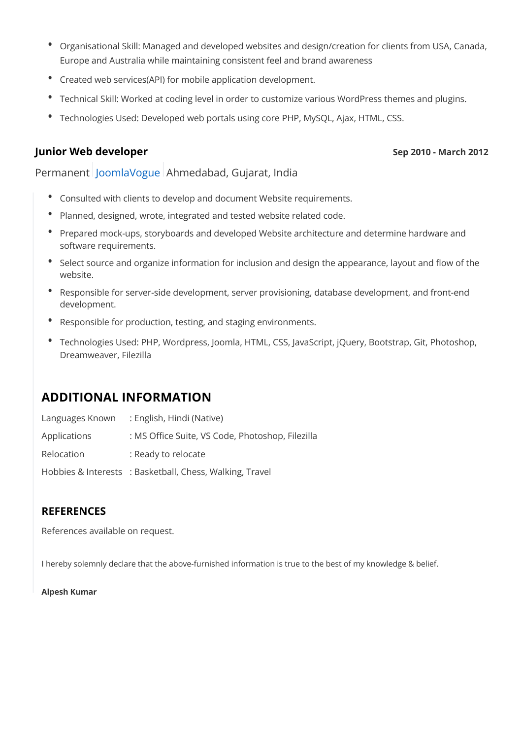- Organisational Skill: Managed and developed websites and design/creation for clients from USA, Canada, Europe and Australia while maintaining consistent feel and brand awareness
- Created web services(API) for mobile application development.
- Technical Skill: Worked at coding level in order to customize various WordPress themes and plugins.
- Technologies Used: Developed web portals using core PHP, MySQL, Ajax, HTML, CSS.

### Junior Web developer

**Sep 2010 - March 2012**

Permanent | JoomlaVogue | Ahmedabad, Gujarat, India

- Consulted with clients to develop and document Website requirements.
- Planned, designed, wrote, integrated and tested website related code.
- Prepared mock-ups, storyboards and developed Website architecture and determine hardware and software requirements.
- Select source and organize information for inclusion and design the appearance, layout and flow of the website.
- Responsible for server-side development, server provisioning, database development, and front-end development.
- Responsible for production, testing, and staging environments.
- Technologies Used: PHP, Wordpress, Joomla, HTML, CSS, JavaScript, jQuery, Bootstrap, Git, Photoshop, Dreamweaver, Filezilla

## ADDITIONAL INFORMATION

| | |
|---|---|
| Languages Known | : English, Hindi (Native) |
| Applications | : MS Office Suite, VS Code, Photoshop, Filezilla |
| Relocation | : Ready to relocate |
| Hobbies & Interests | : Basketball, Chess, Walking, Travel |

## REFERENCES

References available on request.

I hereby solemnly declare that the above-furnished information is true to the best of my knowledge & belief.

**Alpesh Kumar**